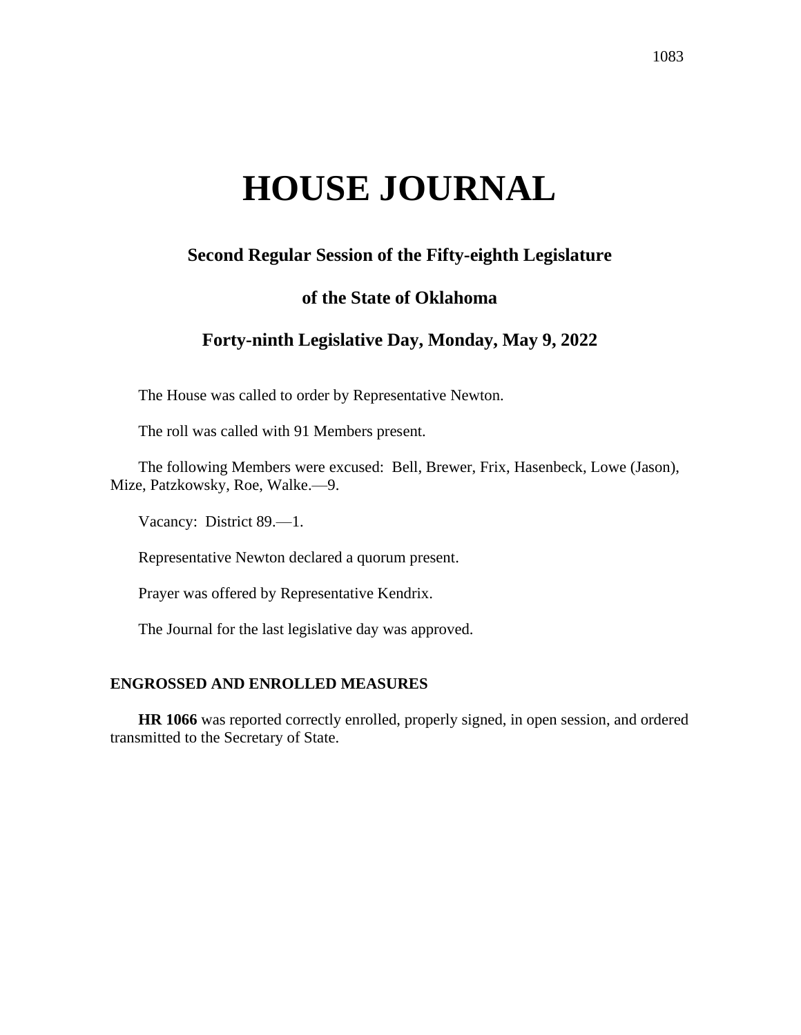# HOUSE JOURNAL

## Second Regular Session of the Fifty-eighth Legislature

## of the State of Oklahoma

## Forty-ninth Legislative Day, Monday, May 9, 2022

The House was called to order by Representative Newton.

The roll was called with 91 Members present.

The following Members were excused: Bell, Brewer, Frix, Hasenbeck, Lowe (Jason), Mize, Patzkowsky, Roe, Walke.—9.

Vacancy: District 89.—1.

Representative Newton declared a quorum present.

Prayer was offered by Representative Kendrix.

The Journal for the last legislative day was approved.

### ENGROSSED AND ENROLLED MEASURES

**HR 1066** was reported correctly enrolled, properly signed, in open session, and ordered transmitted to the Secretary of State.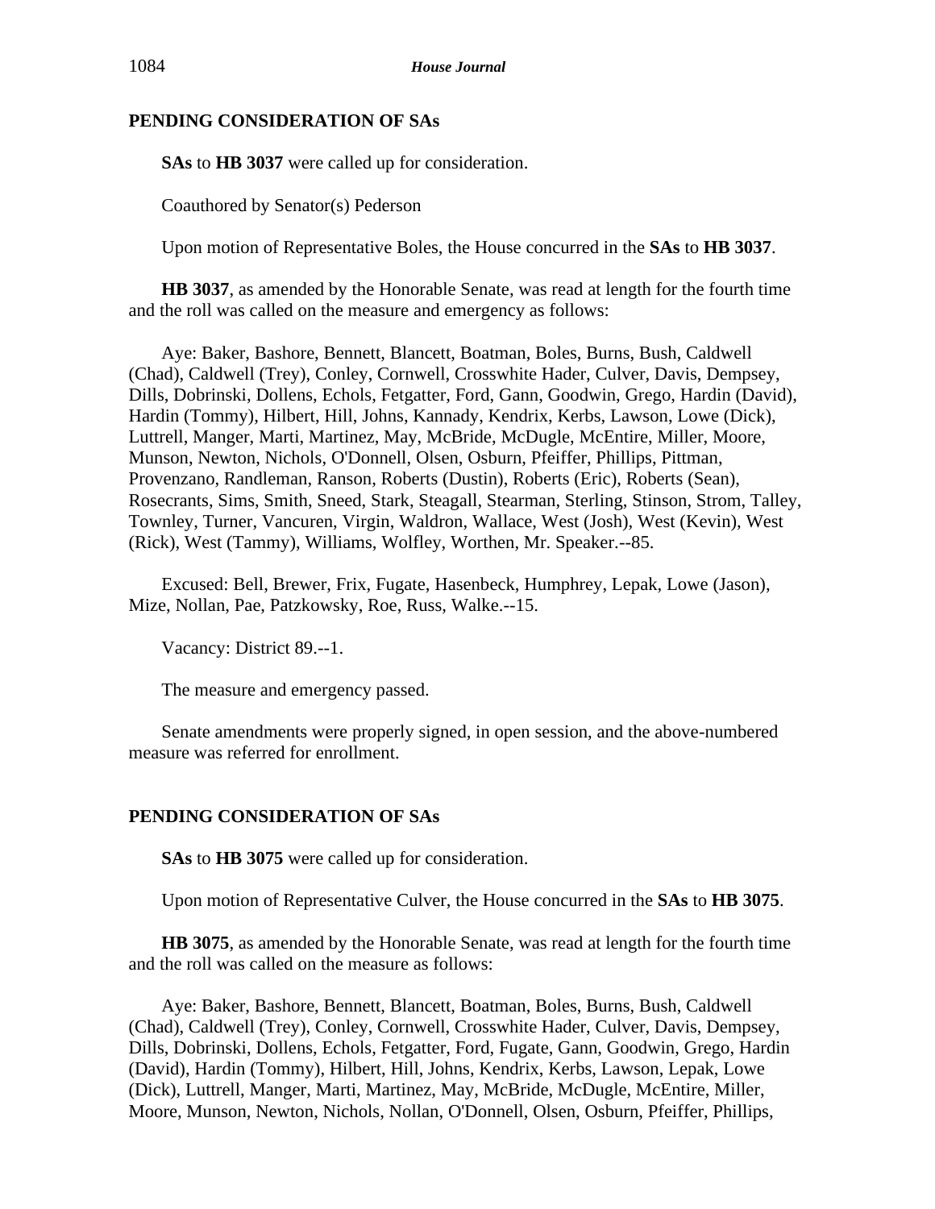## PENDING CONSIDERATION OF SAs

**SAs** to **HB 3037** were called up for consideration.

Coauthored by Senator(s) Pederson

Upon motion of Representative Boles, the House concurred in the **SAs** to **HB 3037**.

**HB 3037**, as amended by the Honorable Senate, was read at length for the fourth time and the roll was called on the measure and emergency as follows:

Aye: Baker, Bashore, Bennett, Blancett, Boatman, Boles, Burns, Bush, Caldwell (Chad), Caldwell (Trey), Conley, Cornwell, Crosswhite Hader, Culver, Davis, Dempsey, Dills, Dobrinski, Dollens, Echols, Fetgatter, Ford, Gann, Goodwin, Grego, Hardin (David), Hardin (Tommy), Hilbert, Hill, Johns, Kannady, Kendrix, Kerbs, Lawson, Lowe (Dick), Luttrell, Manger, Marti, Martinez, May, McBride, McDugle, McEntire, Miller, Moore, Munson, Newton, Nichols, O'Donnell, Olsen, Osburn, Pfeiffer, Phillips, Pittman, Provenzano, Randleman, Ranson, Roberts (Dustin), Roberts (Eric), Roberts (Sean), Rosecrants, Sims, Smith, Sneed, Stark, Steagall, Stearman, Sterling, Stinson, Strom, Talley, Townley, Turner, Vancuren, Virgin, Waldron, Wallace, West (Josh), West (Kevin), West (Rick), West (Tammy), Williams, Wolfley, Worthen, Mr. Speaker.--85.

Excused: Bell, Brewer, Frix, Fugate, Hasenbeck, Humphrey, Lepak, Lowe (Jason), Mize, Nollan, Pae, Patzkowsky, Roe, Russ, Walke.--15.

Vacancy: District 89.--1.

The measure and emergency passed.

Senate amendments were properly signed, in open session, and the above-numbered measure was referred for enrollment.

## PENDING CONSIDERATION OF SAs

**SAs** to **HB 3075** were called up for consideration.

Upon motion of Representative Culver, the House concurred in the **SAs** to **HB 3075**.

**HB 3075**, as amended by the Honorable Senate, was read at length for the fourth time and the roll was called on the measure as follows:

Aye: Baker, Bashore, Bennett, Blancett, Boatman, Boles, Burns, Bush, Caldwell (Chad), Caldwell (Trey), Conley, Cornwell, Crosswhite Hader, Culver, Davis, Dempsey, Dills, Dobrinski, Dollens, Echols, Fetgatter, Ford, Fugate, Gann, Goodwin, Grego, Hardin (David), Hardin (Tommy), Hilbert, Hill, Johns, Kendrix, Kerbs, Lawson, Lepak, Lowe (Dick), Luttrell, Manger, Marti, Martinez, May, McBride, McDugle, McEntire, Miller, Moore, Munson, Newton, Nichols, Nollan, O'Donnell, Olsen, Osburn, Pfeiffer, Phillips,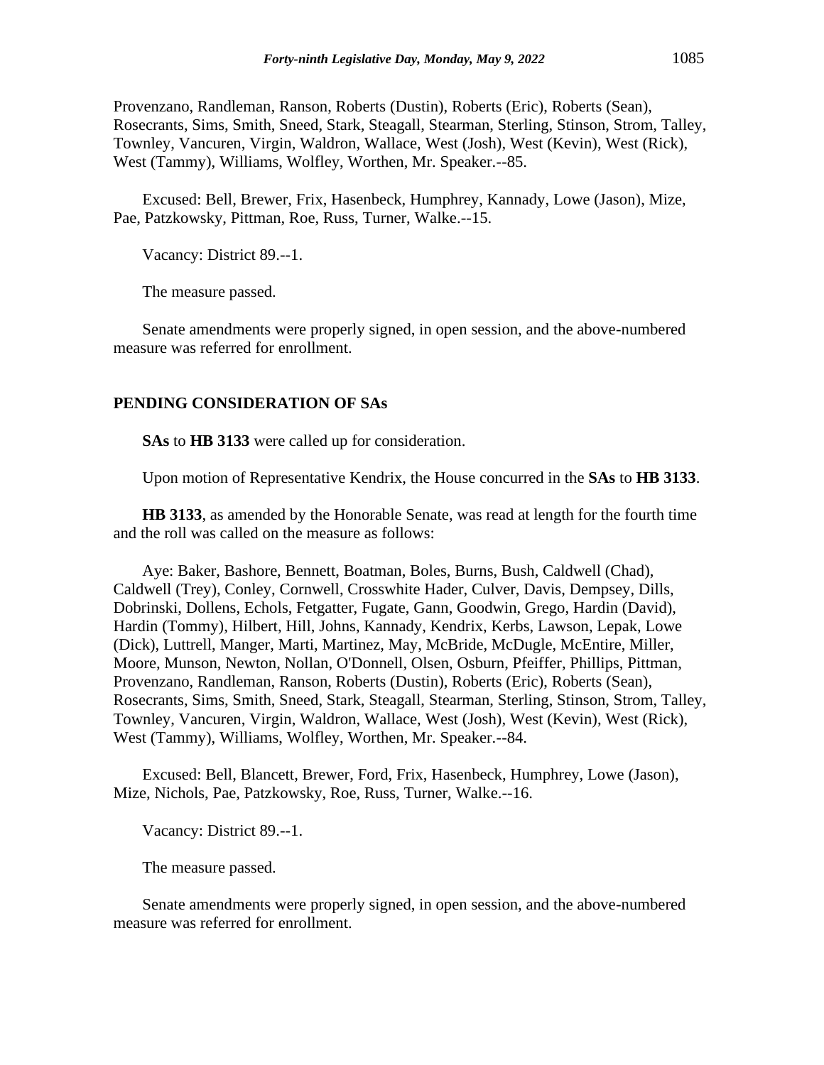Provenzano, Randleman, Ranson, Roberts (Dustin), Roberts (Eric), Roberts (Sean), Rosecrants, Sims, Smith, Sneed, Stark, Steagall, Stearman, Sterling, Stinson, Strom, Talley, Townley, Vancuren, Virgin, Waldron, Wallace, West (Josh), West (Kevin), West (Rick), West (Tammy), Williams, Wolfley, Worthen, Mr. Speaker.--85.

Excused: Bell, Brewer, Frix, Hasenbeck, Humphrey, Kannady, Lowe (Jason), Mize, Pae, Patzkowsky, Pittman, Roe, Russ, Turner, Walke.--15.

Vacancy: District 89.--1.

The measure passed.

Senate amendments were properly signed, in open session, and the above-numbered measure was referred for enrollment.

**PENDING CONSIDERATION OF SAs**

**SAs** to **HB 3133** were called up for consideration.

Upon motion of Representative Kendrix, the House concurred in the **SAs** to **HB 3133**.

**HB 3133**, as amended by the Honorable Senate, was read at length for the fourth time and the roll was called on the measure as follows:

Aye: Baker, Bashore, Bennett, Boatman, Boles, Burns, Bush, Caldwell (Chad), Caldwell (Trey), Conley, Cornwell, Crosswhite Hader, Culver, Davis, Dempsey, Dills, Dobrinski, Dollens, Echols, Fetgatter, Fugate, Gann, Goodwin, Grego, Hardin (David), Hardin (Tommy), Hilbert, Hill, Johns, Kannady, Kendrix, Kerbs, Lawson, Lepak, Lowe (Dick), Luttrell, Manger, Marti, Martinez, May, McBride, McDugle, McEntire, Miller, Moore, Munson, Newton, Nollan, O'Donnell, Olsen, Osburn, Pfeiffer, Phillips, Pittman, Provenzano, Randleman, Ranson, Roberts (Dustin), Roberts (Eric), Roberts (Sean), Rosecrants, Sims, Smith, Sneed, Stark, Steagall, Stearman, Sterling, Stinson, Strom, Talley, Townley, Vancuren, Virgin, Waldron, Wallace, West (Josh), West (Kevin), West (Rick), West (Tammy), Williams, Wolfley, Worthen, Mr. Speaker.--84.

Excused: Bell, Blancett, Brewer, Ford, Frix, Hasenbeck, Humphrey, Lowe (Jason), Mize, Nichols, Pae, Patzkowsky, Roe, Russ, Turner, Walke.--16.

Vacancy: District 89.--1.

The measure passed.

Senate amendments were properly signed, in open session, and the above-numbered measure was referred for enrollment.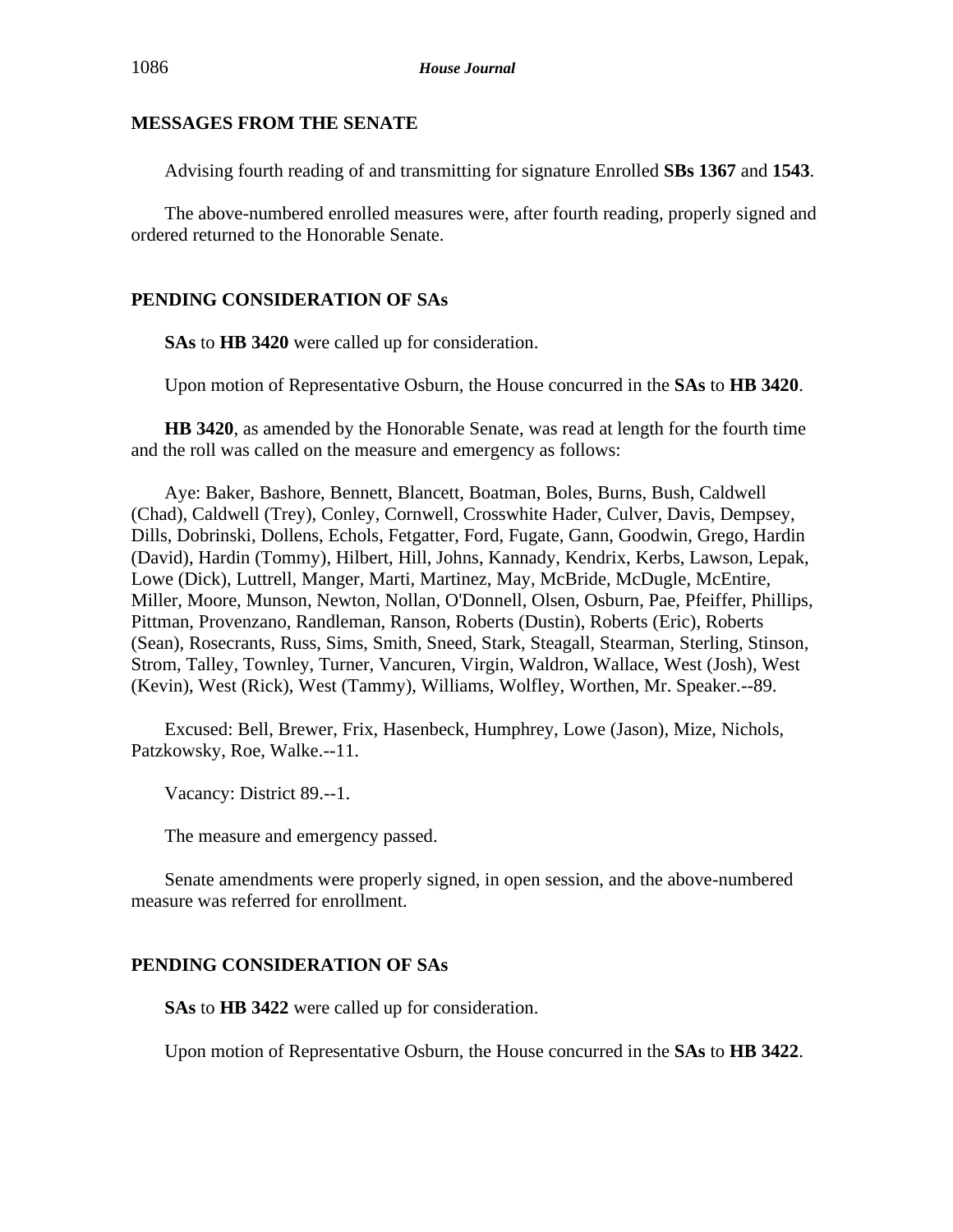## MESSAGES FROM THE SENATE

Advising fourth reading of and transmitting for signature Enrolled **SBs 1367** and **1543**.

The above-numbered enrolled measures were, after fourth reading, properly signed and ordered returned to the Honorable Senate.

## PENDING CONSIDERATION OF SAs

**SAs** to **HB 3420** were called up for consideration.

Upon motion of Representative Osburn, the House concurred in the **SAs** to **HB 3420**.

**HB 3420**, as amended by the Honorable Senate, was read at length for the fourth time and the roll was called on the measure and emergency as follows:

Aye: Baker, Bashore, Bennett, Blancett, Boatman, Boles, Burns, Bush, Caldwell (Chad), Caldwell (Trey), Conley, Cornwell, Crosswhite Hader, Culver, Davis, Dempsey, Dills, Dobrinski, Dollens, Echols, Fetgatter, Ford, Fugate, Gann, Goodwin, Grego, Hardin (David), Hardin (Tommy), Hilbert, Hill, Johns, Kannady, Kendrix, Kerbs, Lawson, Lepak, Lowe (Dick), Luttrell, Manger, Marti, Martinez, May, McBride, McDugle, McEntire, Miller, Moore, Munson, Newton, Nollan, O'Donnell, Olsen, Osburn, Pae, Pfeiffer, Phillips, Pittman, Provenzano, Randleman, Ranson, Roberts (Dustin), Roberts (Eric), Roberts (Sean), Rosecrants, Russ, Sims, Smith, Sneed, Stark, Steagall, Stearman, Sterling, Stinson, Strom, Talley, Townley, Turner, Vancuren, Virgin, Waldron, Wallace, West (Josh), West (Kevin), West (Rick), West (Tammy), Williams, Wolfley, Worthen, Mr. Speaker.--89.

Excused: Bell, Brewer, Frix, Hasenbeck, Humphrey, Lowe (Jason), Mize, Nichols, Patzkowsky, Roe, Walke.--11.

Vacancy: District 89.--1.

The measure and emergency passed.

Senate amendments were properly signed, in open session, and the above-numbered measure was referred for enrollment.

## PENDING CONSIDERATION OF SAs

**SAs** to **HB 3422** were called up for consideration.

Upon motion of Representative Osburn, the House concurred in the **SAs** to **HB 3422**.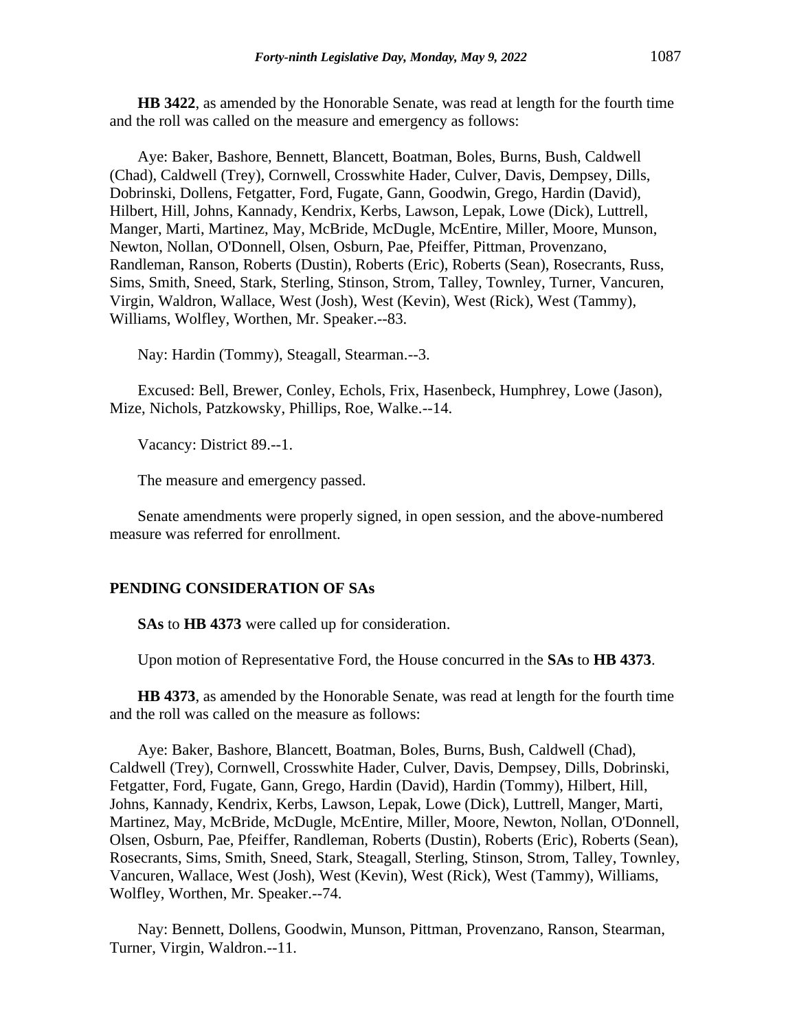**HB 3422**, as amended by the Honorable Senate, was read at length for the fourth time and the roll was called on the measure and emergency as follows:

Aye: Baker, Bashore, Bennett, Blancett, Boatman, Boles, Burns, Bush, Caldwell (Chad), Caldwell (Trey), Cornwell, Crosswhite Hader, Culver, Davis, Dempsey, Dills, Dobrinski, Dollens, Fetgatter, Ford, Fugate, Gann, Goodwin, Grego, Hardin (David), Hilbert, Hill, Johns, Kannady, Kendrix, Kerbs, Lawson, Lepak, Lowe (Dick), Luttrell, Manger, Marti, Martinez, May, McBride, McDugle, McEntire, Miller, Moore, Munson, Newton, Nollan, O'Donnell, Olsen, Osburn, Pae, Pfeiffer, Pittman, Provenzano, Randleman, Ranson, Roberts (Dustin), Roberts (Eric), Roberts (Sean), Rosecrants, Russ, Sims, Smith, Sneed, Stark, Sterling, Stinson, Strom, Talley, Townley, Turner, Vancuren, Virgin, Waldron, Wallace, West (Josh), West (Kevin), West (Rick), West (Tammy), Williams, Wolfley, Worthen, Mr. Speaker.--83.

Nay: Hardin (Tommy), Steagall, Stearman.--3.

Excused: Bell, Brewer, Conley, Echols, Frix, Hasenbeck, Humphrey, Lowe (Jason), Mize, Nichols, Patzkowsky, Phillips, Roe, Walke.--14.

Vacancy: District 89.--1.

The measure and emergency passed.

Senate amendments were properly signed, in open session, and the above-numbered measure was referred for enrollment.

## PENDING CONSIDERATION OF SAs

**SAs** to **HB 4373** were called up for consideration.

Upon motion of Representative Ford, the House concurred in the **SAs** to **HB 4373**.

**HB 4373**, as amended by the Honorable Senate, was read at length for the fourth time and the roll was called on the measure as follows:

Aye: Baker, Bashore, Blancett, Boatman, Boles, Burns, Bush, Caldwell (Chad), Caldwell (Trey), Cornwell, Crosswhite Hader, Culver, Davis, Dempsey, Dills, Dobrinski, Fetgatter, Ford, Fugate, Gann, Grego, Hardin (David), Hardin (Tommy), Hilbert, Hill, Johns, Kannady, Kendrix, Kerbs, Lawson, Lepak, Lowe (Dick), Luttrell, Manger, Marti, Martinez, May, McBride, McDugle, McEntire, Miller, Moore, Newton, Nollan, O'Donnell, Olsen, Osburn, Pae, Pfeiffer, Randleman, Roberts (Dustin), Roberts (Eric), Roberts (Sean), Rosecrants, Sims, Smith, Sneed, Stark, Steagall, Sterling, Stinson, Strom, Talley, Townley, Vancuren, Wallace, West (Josh), West (Kevin), West (Rick), West (Tammy), Williams, Wolfley, Worthen, Mr. Speaker.--74.

Nay: Bennett, Dollens, Goodwin, Munson, Pittman, Provenzano, Ranson, Stearman, Turner, Virgin, Waldron.--11.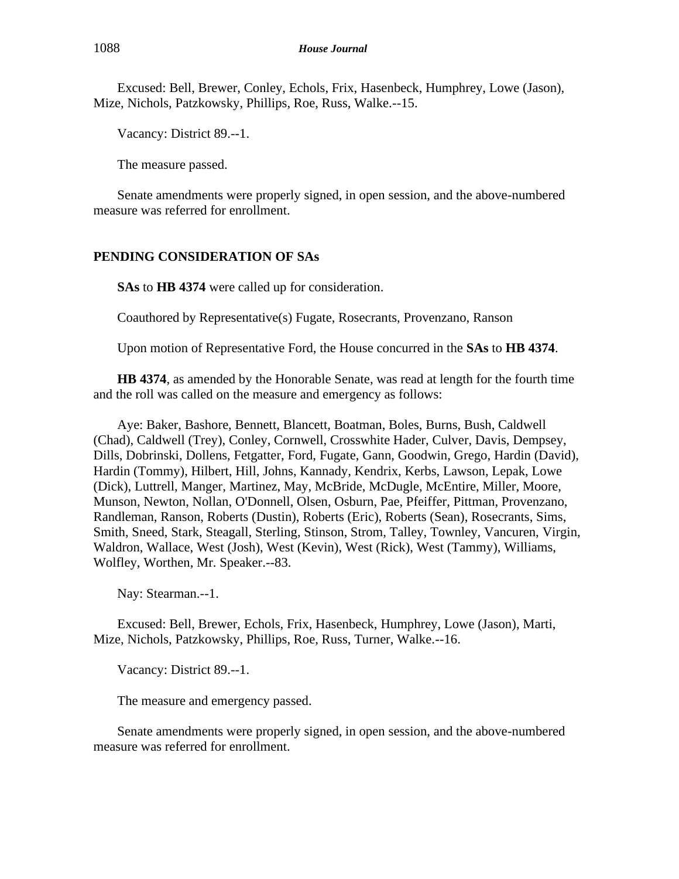Excused: Bell, Brewer, Conley, Echols, Frix, Hasenbeck, Humphrey, Lowe (Jason), Mize, Nichols, Patzkowsky, Phillips, Roe, Russ, Walke.--15.

Vacancy: District 89.--1.

The measure passed.

Senate amendments were properly signed, in open session, and the above-numbered measure was referred for enrollment.

## PENDING CONSIDERATION OF SAs

**SAs** to **HB 4374** were called up for consideration.

Coauthored by Representative(s) Fugate, Rosecrants, Provenzano, Ranson

Upon motion of Representative Ford, the House concurred in the **SAs** to **HB 4374**.

**HB 4374**, as amended by the Honorable Senate, was read at length for the fourth time and the roll was called on the measure and emergency as follows:

Aye: Baker, Bashore, Bennett, Blancett, Boatman, Boles, Burns, Bush, Caldwell (Chad), Caldwell (Trey), Conley, Cornwell, Crosswhite Hader, Culver, Davis, Dempsey, Dills, Dobrinski, Dollens, Fetgatter, Ford, Fugate, Gann, Goodwin, Grego, Hardin (David), Hardin (Tommy), Hilbert, Hill, Johns, Kannady, Kendrix, Kerbs, Lawson, Lepak, Lowe (Dick), Luttrell, Manger, Martinez, May, McBride, McDugle, McEntire, Miller, Moore, Munson, Newton, Nollan, O'Donnell, Olsen, Osburn, Pae, Pfeiffer, Pittman, Provenzano, Randleman, Ranson, Roberts (Dustin), Roberts (Eric), Roberts (Sean), Rosecrants, Sims, Smith, Sneed, Stark, Steagall, Sterling, Stinson, Strom, Talley, Townley, Vancuren, Virgin, Waldron, Wallace, West (Josh), West (Kevin), West (Rick), West (Tammy), Williams, Wolfley, Worthen, Mr. Speaker.--83.

Nay: Stearman.--1.

Excused: Bell, Brewer, Echols, Frix, Hasenbeck, Humphrey, Lowe (Jason), Marti, Mize, Nichols, Patzkowsky, Phillips, Roe, Russ, Turner, Walke.--16.

Vacancy: District 89.--1.

The measure and emergency passed.

Senate amendments were properly signed, in open session, and the above-numbered measure was referred for enrollment.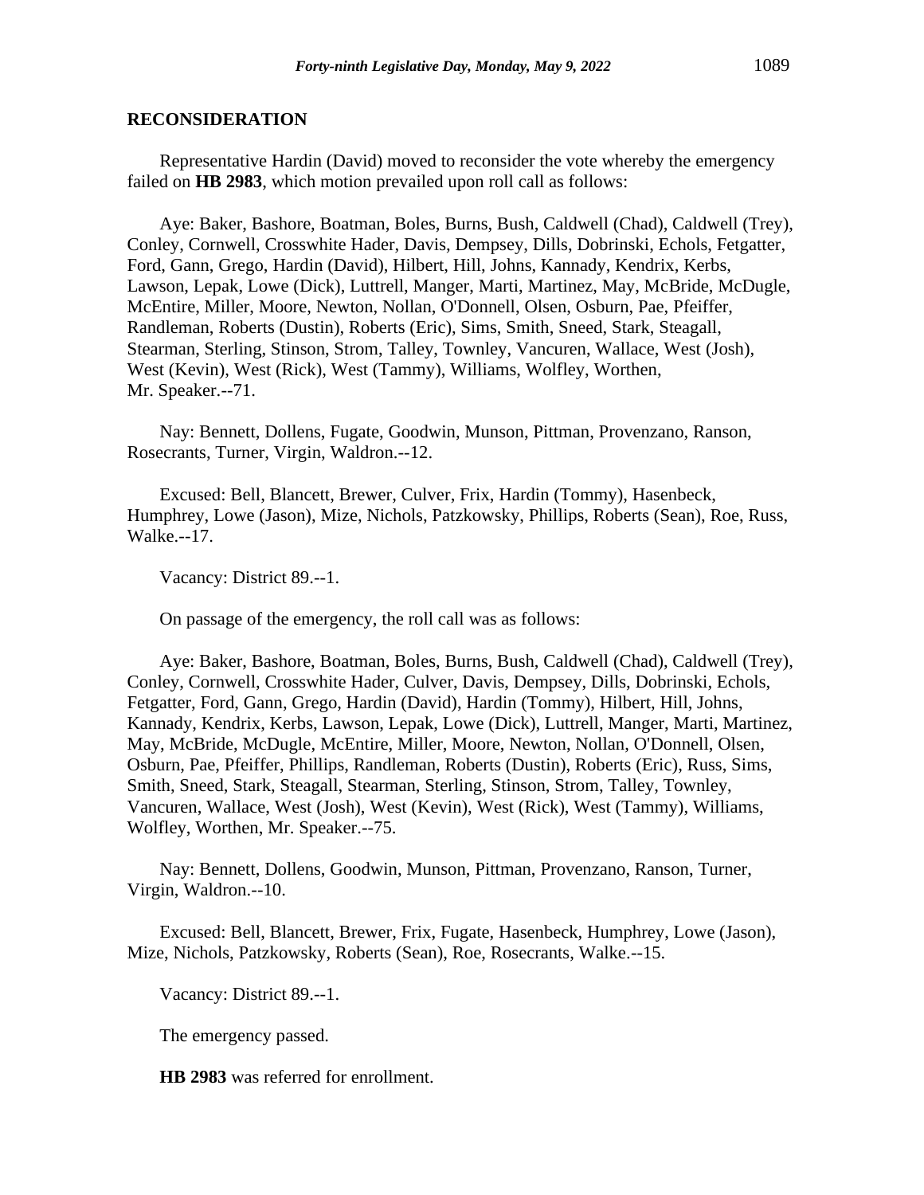**RECONSIDERATION**

Representative Hardin (David) moved to reconsider the vote whereby the emergency failed on **HB 2983**, which motion prevailed upon roll call as follows:

Aye: Baker, Bashore, Boatman, Boles, Burns, Bush, Caldwell (Chad), Caldwell (Trey), Conley, Cornwell, Crosswhite Hader, Davis, Dempsey, Dills, Dobrinski, Echols, Fetgatter, Ford, Gann, Grego, Hardin (David), Hilbert, Hill, Johns, Kannady, Kendrix, Kerbs, Lawson, Lepak, Lowe (Dick), Luttrell, Manger, Marti, Martinez, May, McBride, McDugle, McEntire, Miller, Moore, Newton, Nollan, O'Donnell, Olsen, Osburn, Pae, Pfeiffer, Randleman, Roberts (Dustin), Roberts (Eric), Sims, Smith, Sneed, Stark, Steagall, Stearman, Sterling, Stinson, Strom, Talley, Townley, Vancuren, Wallace, West (Josh), West (Kevin), West (Rick), West (Tammy), Williams, Wolfley, Worthen, Mr. Speaker.--71.

Nay: Bennett, Dollens, Fugate, Goodwin, Munson, Pittman, Provenzano, Ranson, Rosecrants, Turner, Virgin, Waldron.--12.

Excused: Bell, Blancett, Brewer, Culver, Frix, Hardin (Tommy), Hasenbeck, Humphrey, Lowe (Jason), Mize, Nichols, Patzkowsky, Phillips, Roberts (Sean), Roe, Russ, Walke.--17.

Vacancy: District 89.--1.

On passage of the emergency, the roll call was as follows:

Aye: Baker, Bashore, Boatman, Boles, Burns, Bush, Caldwell (Chad), Caldwell (Trey), Conley, Cornwell, Crosswhite Hader, Culver, Davis, Dempsey, Dills, Dobrinski, Echols, Fetgatter, Ford, Gann, Grego, Hardin (David), Hardin (Tommy), Hilbert, Hill, Johns, Kannady, Kendrix, Kerbs, Lawson, Lepak, Lowe (Dick), Luttrell, Manger, Marti, Martinez, May, McBride, McDugle, McEntire, Miller, Moore, Newton, Nollan, O'Donnell, Olsen, Osburn, Pae, Pfeiffer, Phillips, Randleman, Roberts (Dustin), Roberts (Eric), Russ, Sims, Smith, Sneed, Stark, Steagall, Stearman, Sterling, Stinson, Strom, Talley, Townley, Vancuren, Wallace, West (Josh), West (Kevin), West (Rick), West (Tammy), Williams, Wolfley, Worthen, Mr. Speaker.--75.

Nay: Bennett, Dollens, Goodwin, Munson, Pittman, Provenzano, Ranson, Turner, Virgin, Waldron.--10.

Excused: Bell, Blancett, Brewer, Frix, Fugate, Hasenbeck, Humphrey, Lowe (Jason), Mize, Nichols, Patzkowsky, Roberts (Sean), Roe, Rosecrants, Walke.--15.

Vacancy: District 89.--1.

The emergency passed.

**HB 2983** was referred for enrollment.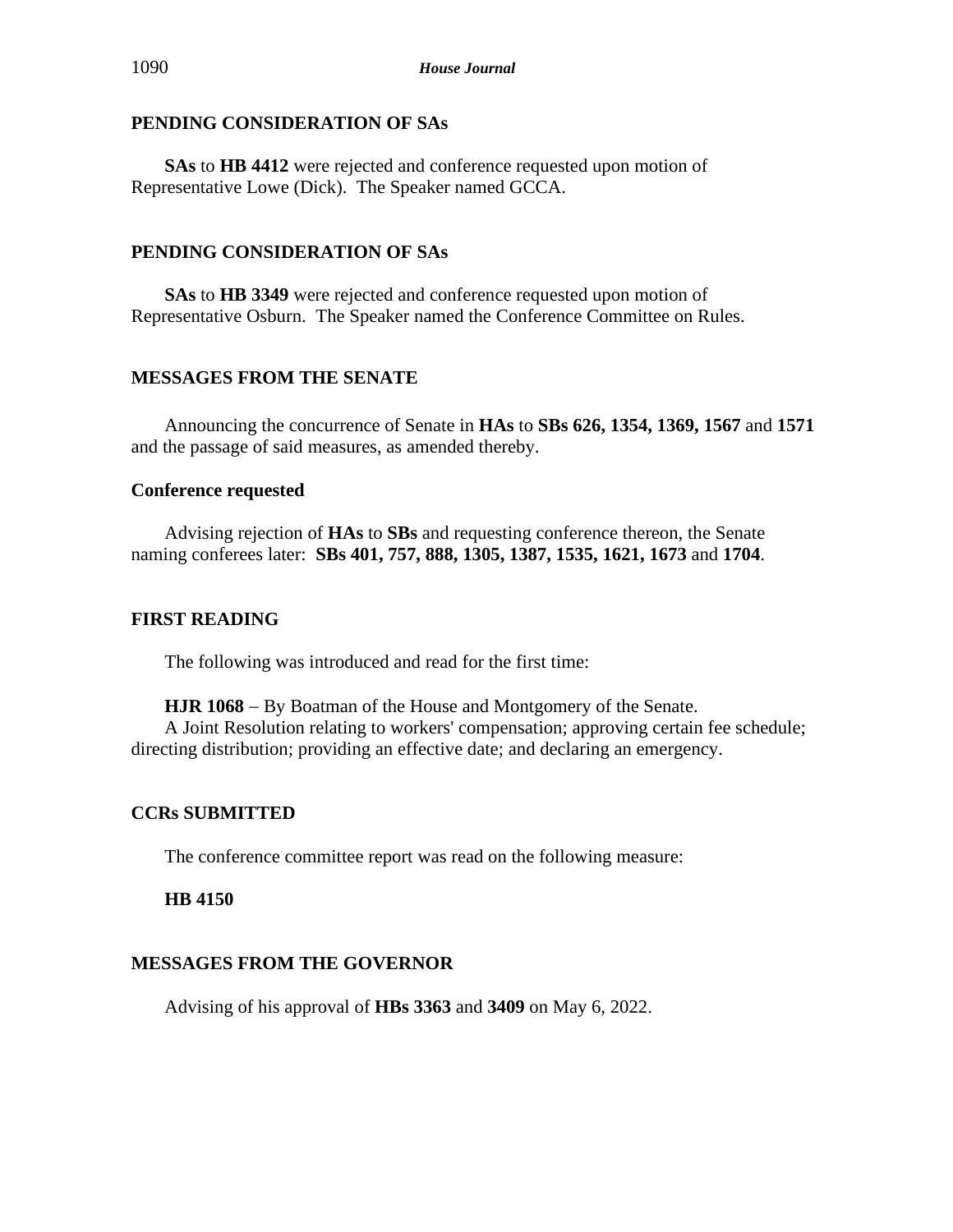## PENDING CONSIDERATION OF SAs

**SAs** to **HB 4412** were rejected and conference requested upon motion of Representative Lowe (Dick). The Speaker named GCCA.

## PENDING CONSIDERATION OF SAs

**SAs** to **HB 3349** were rejected and conference requested upon motion of Representative Osburn. The Speaker named the Conference Committee on Rules.

## MESSAGES FROM THE SENATE

Announcing the concurrence of Senate in **HAs** to **SBs 626, 1354, 1369, 1567** and **1571** and the passage of said measures, as amended thereby.

### Conference requested

Advising rejection of **HAs** to **SBs** and requesting conference thereon, the Senate naming conferees later: **SBs 401, 757, 888, 1305, 1387, 1535, 1621, 1673** and **1704**.

## FIRST READING

The following was introduced and read for the first time:

**HJR 1068** – By Boatman of the House and Montgomery of the Senate.
A Joint Resolution relating to workers' compensation; approving certain fee schedule; directing distribution; providing an effective date; and declaring an emergency.

## CCRs SUBMITTED

The conference committee report was read on the following measure:

**HB 4150**

## MESSAGES FROM THE GOVERNOR

Advising of his approval of **HBs 3363** and **3409** on May 6, 2022.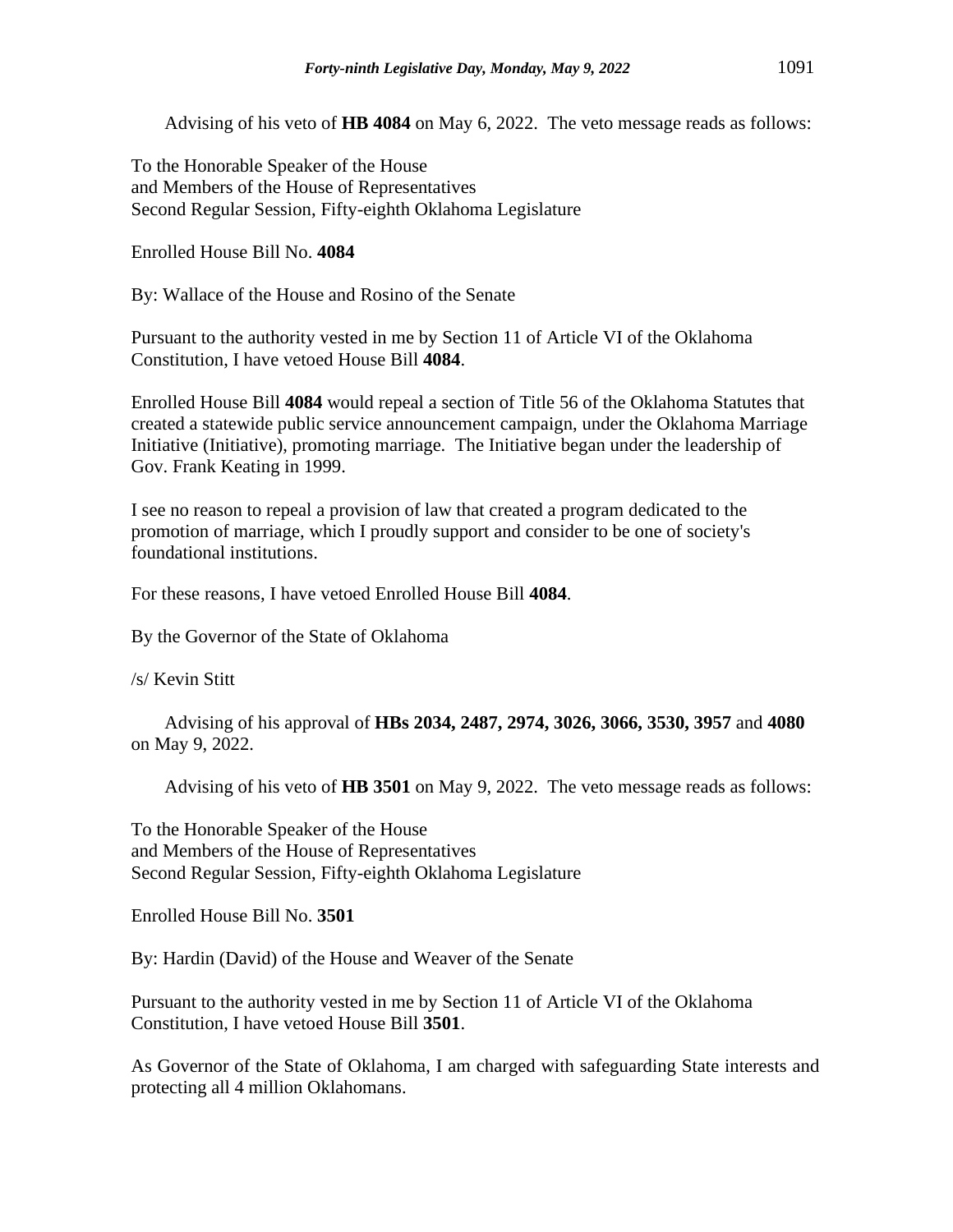Advising of his veto of **HB 4084** on May 6, 2022. The veto message reads as follows:

To the Honorable Speaker of the House
and Members of the House of Representatives
Second Regular Session, Fifty-eighth Oklahoma Legislature

Enrolled House Bill No. **4084**

By: Wallace of the House and Rosino of the Senate

Pursuant to the authority vested in me by Section 11 of Article VI of the Oklahoma Constitution, I have vetoed House Bill **4084**.

Enrolled House Bill **4084** would repeal a section of Title 56 of the Oklahoma Statutes that created a statewide public service announcement campaign, under the Oklahoma Marriage Initiative (Initiative), promoting marriage. The Initiative began under the leadership of Gov. Frank Keating in 1999.

I see no reason to repeal a provision of law that created a program dedicated to the promotion of marriage, which I proudly support and consider to be one of society's foundational institutions.

For these reasons, I have vetoed Enrolled House Bill **4084**.

By the Governor of the State of Oklahoma

/s/ Kevin Stitt

Advising of his approval of **HBs 2034, 2487, 2974, 3026, 3066, 3530, 3957** and **4080** on May 9, 2022.

Advising of his veto of **HB 3501** on May 9, 2022. The veto message reads as follows:

To the Honorable Speaker of the House
and Members of the House of Representatives
Second Regular Session, Fifty-eighth Oklahoma Legislature

Enrolled House Bill No. **3501**

By: Hardin (David) of the House and Weaver of the Senate

Pursuant to the authority vested in me by Section 11 of Article VI of the Oklahoma Constitution, I have vetoed House Bill **3501**.

As Governor of the State of Oklahoma, I am charged with safeguarding State interests and protecting all 4 million Oklahomans.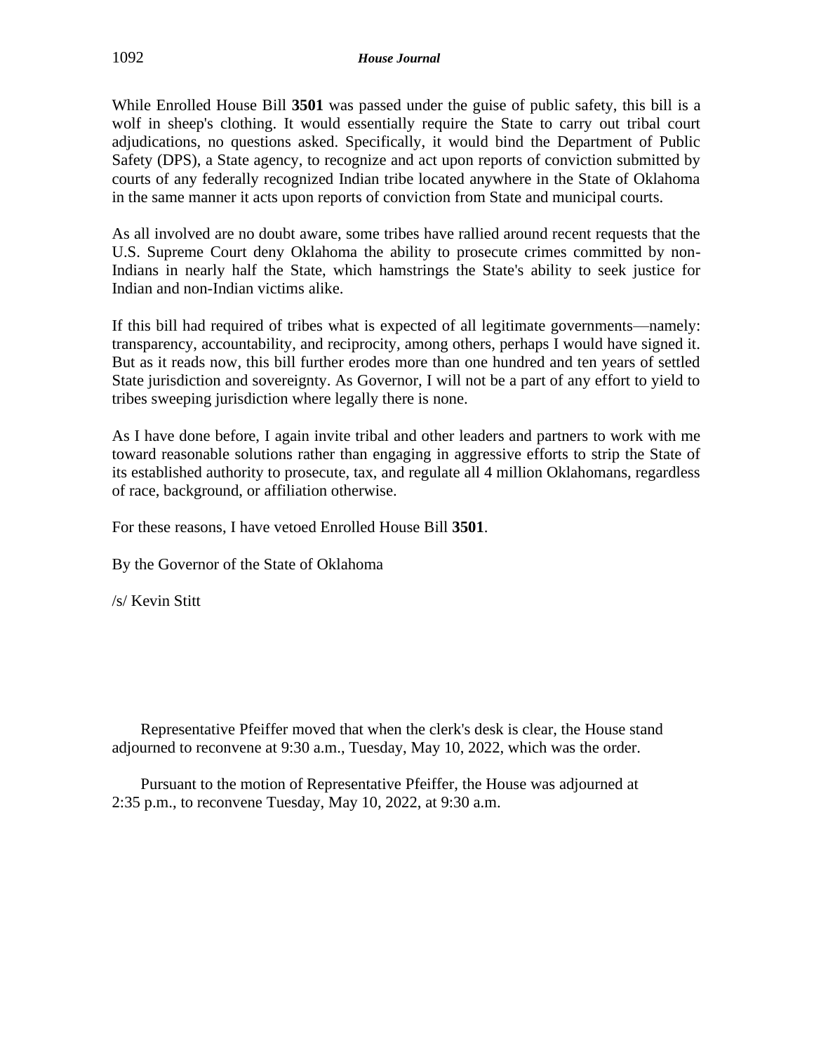While Enrolled House Bill **3501** was passed under the guise of public safety, this bill is a wolf in sheep's clothing. It would essentially require the State to carry out tribal court adjudications, no questions asked. Specifically, it would bind the Department of Public Safety (DPS), a State agency, to recognize and act upon reports of conviction submitted by courts of any federally recognized Indian tribe located anywhere in the State of Oklahoma in the same manner it acts upon reports of conviction from State and municipal courts.

As all involved are no doubt aware, some tribes have rallied around recent requests that the U.S. Supreme Court deny Oklahoma the ability to prosecute crimes committed by non-Indians in nearly half the State, which hamstrings the State's ability to seek justice for Indian and non-Indian victims alike.

If this bill had required of tribes what is expected of all legitimate governments—namely: transparency, accountability, and reciprocity, among others, perhaps I would have signed it. But as it reads now, this bill further erodes more than one hundred and ten years of settled State jurisdiction and sovereignty. As Governor, I will not be a part of any effort to yield to tribes sweeping jurisdiction where legally there is none.

As I have done before, I again invite tribal and other leaders and partners to work with me toward reasonable solutions rather than engaging in aggressive efforts to strip the State of its established authority to prosecute, tax, and regulate all 4 million Oklahomans, regardless of race, background, or affiliation otherwise.

For these reasons, I have vetoed Enrolled House Bill **3501**.

By the Governor of the State of Oklahoma

/s/ Kevin Stitt

Representative Pfeiffer moved that when the clerk's desk is clear, the House stand adjourned to reconvene at 9:30 a.m., Tuesday, May 10, 2022, which was the order.

Pursuant to the motion of Representative Pfeiffer, the House was adjourned at 2:35 p.m., to reconvene Tuesday, May 10, 2022, at 9:30 a.m.